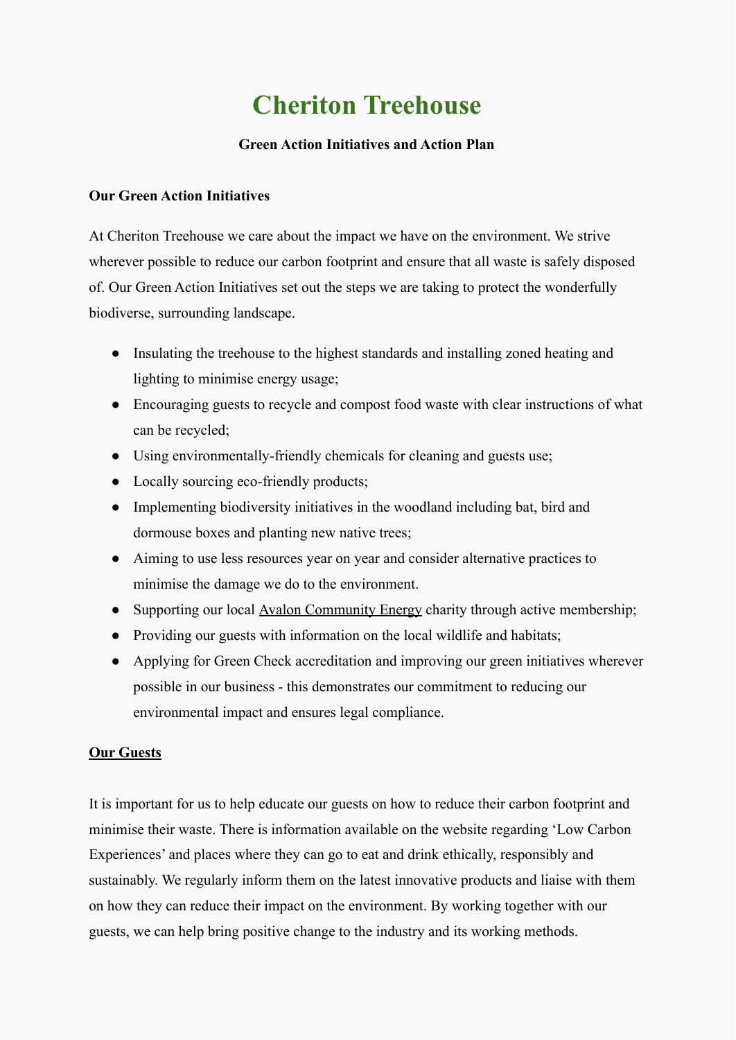# Cheriton Treehouse

**Green Action Initiatives and Action Plan**

## Our Green Action Initiatives

At Cheriton Treehouse we care about the impact we have on the environment. We strive wherever possible to reduce our carbon footprint and ensure that all waste is safely disposed of. Our Green Action Initiatives set out the steps we are taking to protect the wonderfully biodiverse, surrounding landscape.

- Insulating the treehouse to the highest standards and installing zoned heating and lighting to minimise energy usage;
- Encouraging guests to recycle and compost food waste with clear instructions of what can be recycled;
- Using environmentally-friendly chemicals for cleaning and guests use;
- Locally sourcing eco-friendly products;
- Implementing biodiversity initiatives in the woodland including bat, bird and dormouse boxes and planting new native trees;
- Aiming to use less resources year on year and consider alternative practices to minimise the damage we do to the environment.
- Supporting our local Avalon Community Energy charity through active membership;
- Providing our guests with information on the local wildlife and habitats;
- Applying for Green Check accreditation and improving our green initiatives wherever possible in our business - this demonstrates our commitment to reducing our environmental impact and ensures legal compliance.

## Our Guests

It is important for us to help educate our guests on how to reduce their carbon footprint and minimise their waste. There is information available on the website regarding 'Low Carbon Experiences' and places where they can go to eat and drink ethically, responsibly and sustainably. We regularly inform them on the latest innovative products and liaise with them on how they can reduce their impact on the environment. By working together with our guests, we can help bring positive change to the industry and its working methods.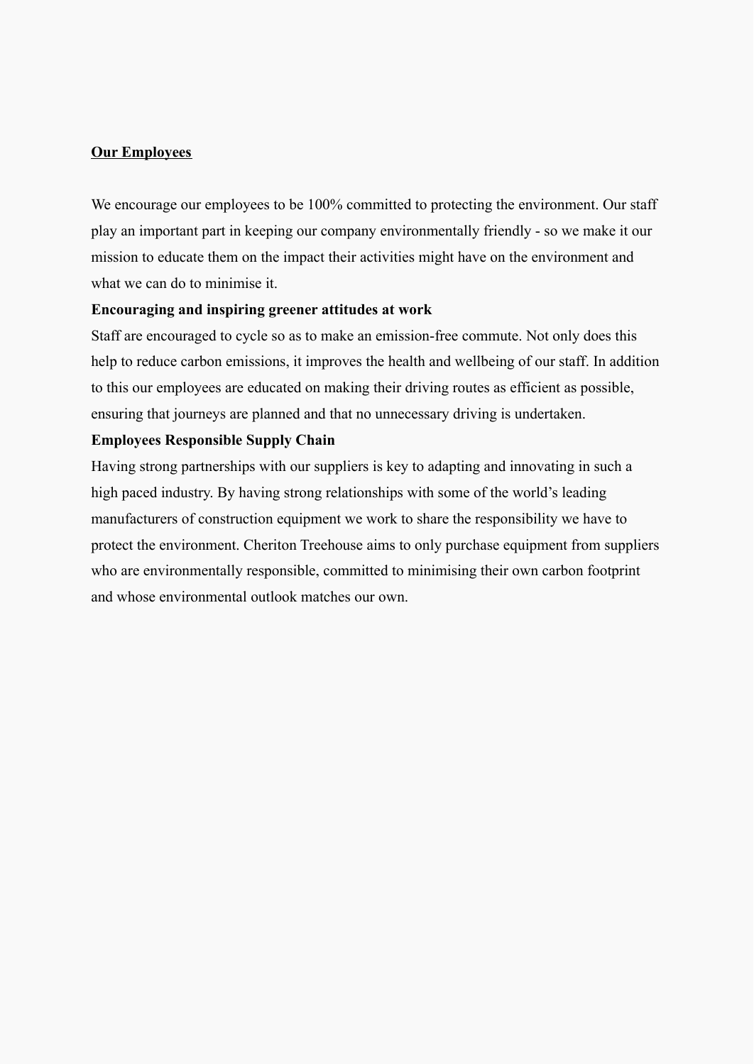## Our Employees

We encourage our employees to be 100% committed to protecting the environment. Our staff play an important part in keeping our company environmentally friendly - so we make it our mission to educate them on the impact their activities might have on the environment and what we can do to minimise it.

### Encouraging and inspiring greener attitudes at work

Staff are encouraged to cycle so as to make an emission-free commute. Not only does this help to reduce carbon emissions, it improves the health and wellbeing of our staff. In addition to this our employees are educated on making their driving routes as efficient as possible, ensuring that journeys are planned and that no unnecessary driving is undertaken.

### Employees Responsible Supply Chain

Having strong partnerships with our suppliers is key to adapting and innovating in such a high paced industry. By having strong relationships with some of the world's leading manufacturers of construction equipment we work to share the responsibility we have to protect the environment. Cheriton Treehouse aims to only purchase equipment from suppliers who are environmentally responsible, committed to minimising their own carbon footprint and whose environmental outlook matches our own.